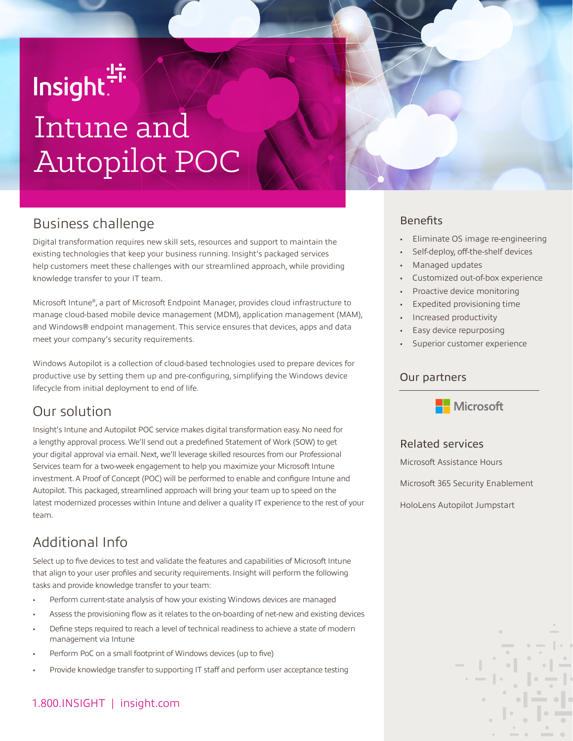Insight

# Intune and Autopilot POC

## Business challenge

Digital transformation requires new skill sets, resources and support to maintain the existing technologies that keep your business running. Insight's packaged services help customers meet these challenges with our streamlined approach, while providing knowledge transfer to your IT team.

Microsoft Intune®, a part of Microsoft Endpoint Manager, provides cloud infrastructure to manage cloud-based mobile device management (MDM), application management (MAM), and Windows® endpoint management. This service ensures that devices, apps and data meet your company's security requirements.

Windows Autopilot is a collection of cloud-based technologies used to prepare devices for productive use by setting them up and pre-configuring, simplifying the Windows device lifecycle from initial deployment to end of life.

## Our solution

Insight's Intune and Autopilot POC service makes digital transformation easy. No need for a lengthy approval process. We'll send out a predefined Statement of Work (SOW) to get your digital approval via email. Next, we'll leverage skilled resources from our Professional Services team for a two-week engagement to help you maximize your Microsoft Intune investment. A Proof of Concept (POC) will be performed to enable and configure Intune and Autopilot. This packaged, streamlined approach will bring your team up to speed on the latest modernized processes within Intune and deliver a quality IT experience to the rest of your team.

## Additional Info

Select up to five devices to test and validate the features and capabilities of Microsoft Intune that align to your user profiles and security requirements. Insight will perform the following tasks and provide knowledge transfer to your team:

- Perform current-state analysis of how your existing Windows devices are managed
- Assess the provisioning flow as it relates to the on-boarding of net-new and existing devices
- Define steps required to reach a level of technical readiness to achieve a state of modern management via Intune
- Perform PoC on a small footprint of Windows devices (up to five)
- Provide knowledge transfer to supporting IT staff and perform user acceptance testing

1.800.INSIGHT | insight.com

## Benefits

- Eliminate OS image re-engineering
- Self-deploy, off-the-shelf devices
- Managed updates
- Customized out-of-box experience
- Proactive device monitoring
- Expedited provisioning time
- Increased productivity
- Easy device repurposing
- Superior customer experience

## Our partners

Microsoft

## Related services

Microsoft Assistance Hours

Microsoft 365 Security Enablement

HoloLens Autopilot Jumpstart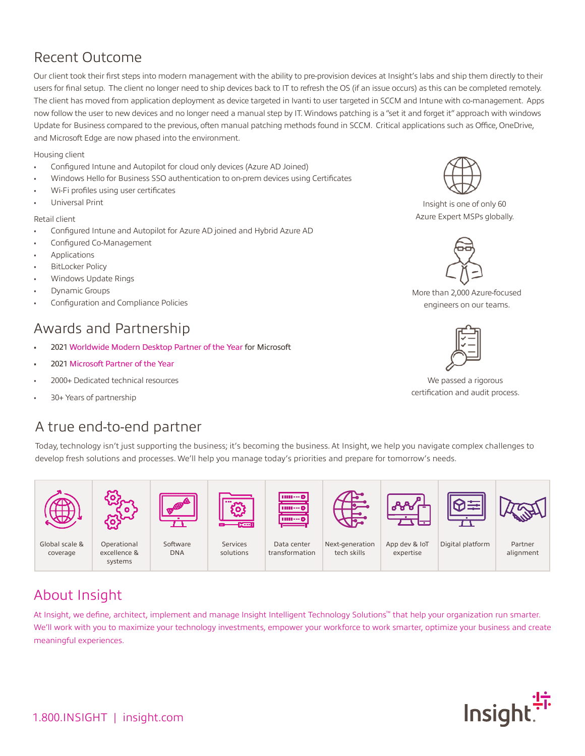## Recent Outcome

Our client took their first steps into modern management with the ability to pre-provision devices at Insight's labs and ship them directly to their users for final setup. The client no longer need to ship devices back to IT to refresh the OS (if an issue occurs) as this can be completed remotely. The client has moved from application deployment as device targeted in Ivanti to user targeted in SCCM and Intune with co-management. Apps now follow the user to new devices and no longer need a manual step by IT. Windows patching is a "set it and forget it" approach with windows Update for Business compared to the previous, often manual patching methods found in SCCM. Critical applications such as Office, OneDrive, and Microsoft Edge are now phased into the environment.

Housing client

- Configured Intune and Autopilot for cloud only devices (Azure AD Joined)
- Windows Hello for Business SSO authentication to on-prem devices using Certificates
- Wi-Fi profiles using user certificates
- Universal Print

Retail client

- Configured Intune and Autopilot for Azure AD joined and Hybrid Azure AD
- Configured Co-Management
- Applications
- BitLocker Policy
- Windows Update Rings
- Dynamic Groups
- Configuration and Compliance Policies

Insight is one of only 60 Azure Expert MSPs globally.

More than 2,000 Azure-focused engineers on our teams.

We passed a rigorous certification and audit process.

## Awards and Partnership

- 2021 Worldwide Modern Desktop Partner of the Year for Microsoft
- 2021 Microsoft Partner of the Year
- 2000+ Dedicated technical resources
- 30+ Years of partnership

## A true end-to-end partner

Today, technology isn't just supporting the business; it's becoming the business. At Insight, we help you navigate complex challenges to develop fresh solutions and processes. We'll help you manage today's priorities and prepare for tomorrow's needs.

Global scale & coverage

Operational excellence & systems

Software DNA

Services solutions

Data center transformation

Next-generation tech skills

App dev & IoT expertise

Digital platform

Partner alignment

## About Insight

At Insight, we define, architect, implement and manage Insight Intelligent Technology Solutions™ that help your organization run smarter. We'll work with you to maximize your technology investments, empower your workforce to work smarter, optimize your business and create meaningful experiences.

1.800.INSIGHT | insight.com